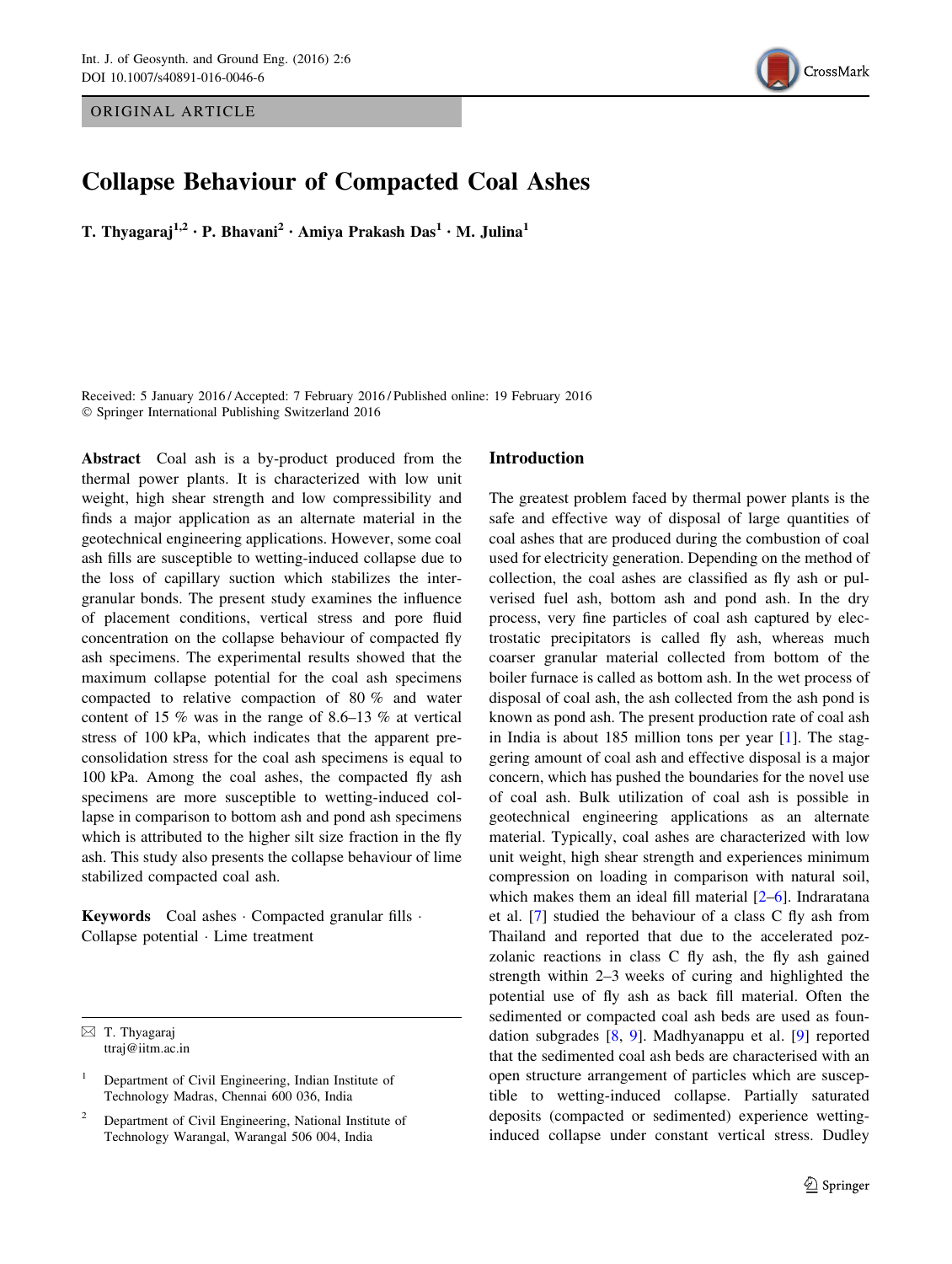ORIGINAL ARTICLE

# Collapse Behaviour of Compacted Coal Ashes

**T. Thyagaraj[1,2] · P. Bhavani[2] · Amiya Prakash Das[1] · M. Julina[1]**

Received: 5 January 2016 / Accepted: 7 February 2016 / Published online: 19 February 2016
© Springer International Publishing Switzerland 2016

**Abstract** Coal ash is a by-product produced from the thermal power plants. It is characterized with low unit weight, high shear strength and low compressibility and finds a major application as an alternate material in the geotechnical engineering applications. However, some coal ash fills are susceptible to wetting-induced collapse due to the loss of capillary suction which stabilizes the intergranular bonds. The present study examines the influence of placement conditions, vertical stress and pore fluid concentration on the collapse behaviour of compacted fly ash specimens. The experimental results showed that the maximum collapse potential for the coal ash specimens compacted to relative compaction of 80 % and water content of 15 % was in the range of 8.6–13 % at vertical stress of 100 kPa, which indicates that the apparent preconsolidation stress for the coal ash specimens is equal to 100 kPa. Among the coal ashes, the compacted fly ash specimens are more susceptible to wetting-induced collapse in comparison to bottom ash and pond ash specimens which is attributed to the higher silt size fraction in the fly ash. This study also presents the collapse behaviour of lime stabilized compacted coal ash.

**Keywords** Coal ashes · Compacted granular fills · Collapse potential · Lime treatment

✉ T. Thyagaraj
ttraj@iitm.ac.in

[1] Department of Civil Engineering, Indian Institute of Technology Madras, Chennai 600 036, India

[2] Department of Civil Engineering, National Institute of Technology Warangal, Warangal 506 004, India

## Introduction

The greatest problem faced by thermal power plants is the safe and effective way of disposal of large quantities of coal ashes that are produced during the combustion of coal used for electricity generation. Depending on the method of collection, the coal ashes are classified as fly ash or pulverised fuel ash, bottom ash and pond ash. In the dry process, very fine particles of coal ash captured by electrostatic precipitators is called fly ash, whereas much coarser granular material collected from bottom of the boiler furnace is called as bottom ash. In the wet process of disposal of coal ash, the ash collected from the ash pond is known as pond ash. The present production rate of coal ash in India is about 185 million tons per year [1]. The staggering amount of coal ash and effective disposal is a major concern, which has pushed the boundaries for the novel use of coal ash. Bulk utilization of coal ash is possible in geotechnical engineering applications as an alternate material. Typically, coal ashes are characterized with low unit weight, high shear strength and experiences minimum compression on loading in comparison with natural soil, which makes them an ideal fill material [2–6]. Indraratana et al. [7] studied the behaviour of a class C fly ash from Thailand and reported that due to the accelerated pozzolanic reactions in class C fly ash, the fly ash gained strength within 2–3 weeks of curing and highlighted the potential use of fly ash as back fill material. Often the sedimented or compacted coal ash beds are used as foundation subgrades [8, 9]. Madhyanappu et al. [9] reported that the sedimented coal ash beds are characterised with an open structure arrangement of particles which are susceptible to wetting-induced collapse. Partially saturated deposits (compacted or sedimented) experience wetting-induced collapse under constant vertical stress. Dudley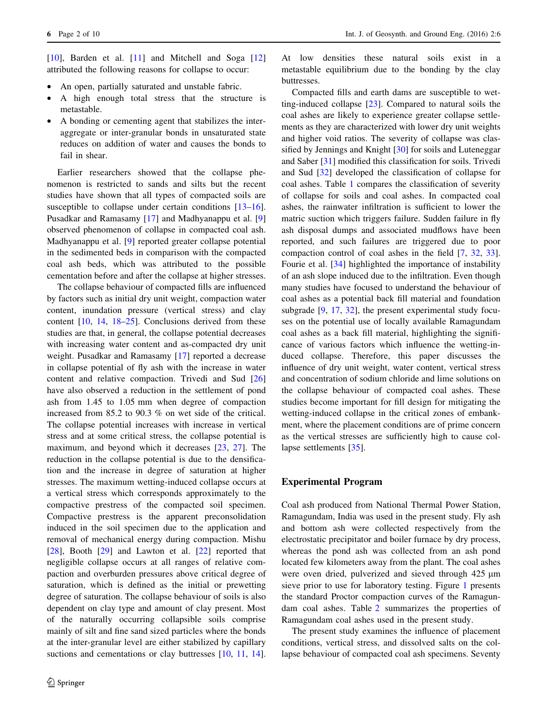[10], Barden et al. [11] and Mitchell and Soga [12] attributed the following reasons for collapse to occur:

- An open, partially saturated and unstable fabric.
- A high enough total stress that the structure is metastable.
- A bonding or cementing agent that stabilizes the inter-aggregate or inter-granular bonds in unsaturated state reduces on addition of water and causes the bonds to fail in shear.

Earlier researchers showed that the collapse phenomenon is restricted to sands and silts but the recent studies have shown that all types of compacted soils are susceptible to collapse under certain conditions [13–16]. Pusadkar and Ramasamy [17] and Madhyanappu et al. [9] observed phenomenon of collapse in compacted coal ash. Madhyanappu et al. [9] reported greater collapse potential in the sedimented beds in comparison with the compacted coal ash beds, which was attributed to the possible cementation before and after the collapse at higher stresses.

The collapse behaviour of compacted fills are influenced by factors such as initial dry unit weight, compaction water content, inundation pressure (vertical stress) and clay content [10, 14, 18–25]. Conclusions derived from these studies are that, in general, the collapse potential decreases with increasing water content and as-compacted dry unit weight. Pusadkar and Ramasamy [17] reported a decrease in collapse potential of fly ash with the increase in water content and relative compaction. Trivedi and Sud [26] have also observed a reduction in the settlement of pond ash from 1.45 to 1.05 mm when degree of compaction increased from 85.2 to 90.3 % on wet side of the critical. The collapse potential increases with increase in vertical stress and at some critical stress, the collapse potential is maximum, and beyond which it decreases [23, 27]. The reduction in the collapse potential is due to the densification and the increase in degree of saturation at higher stresses. The maximum wetting-induced collapse occurs at a vertical stress which corresponds approximately to the compactive prestress of the compacted soil specimen. Compactive prestress is the apparent preconsolidation induced in the soil specimen due to the application and removal of mechanical energy during compaction. Mishu [28], Booth [29] and Lawton et al. [22] reported that negligible collapse occurs at all ranges of relative compaction and overburden pressures above critical degree of saturation, which is defined as the initial or prewetting degree of saturation. The collapse behaviour of soils is also dependent on clay type and amount of clay present. Most of the naturally occurring collapsible soils comprise mainly of silt and fine sand sized particles where the bonds at the inter-granular level are either stabilized by capillary suctions and cementations or clay buttresses [10, 11, 14]. At low densities these natural soils exist in a metastable equilibrium due to the bonding by the clay buttresses.

Compacted fills and earth dams are susceptible to wetting-induced collapse [23]. Compared to natural soils the coal ashes are likely to experience greater collapse settlements as they are characterized with lower dry unit weights and higher void ratios. The severity of collapse was classified by Jennings and Knight [30] for soils and Luteneggar and Saber [31] modified this classification for soils. Trivedi and Sud [32] developed the classification of collapse for coal ashes. Table 1 compares the classification of severity of collapse for soils and coal ashes. In compacted coal ashes, the rainwater infiltration is sufficient to lower the matric suction which triggers failure. Sudden failure in fly ash disposal dumps and associated mudflows have been reported, and such failures are triggered due to poor compaction control of coal ashes in the field [7, 32, 33]. Fourie et al. [34] highlighted the importance of instability of an ash slope induced due to the infiltration. Even though many studies have focused to understand the behaviour of coal ashes as a potential back fill material and foundation subgrade [9, 17, 32], the present experimental study focuses on the potential use of locally available Ramagundam coal ashes as a back fill material, highlighting the significance of various factors which influence the wetting-induced collapse. Therefore, this paper discusses the influence of dry unit weight, water content, vertical stress and concentration of sodium chloride and lime solutions on the collapse behaviour of compacted coal ashes. These studies become important for fill design for mitigating the wetting-induced collapse in the critical zones of embankment, where the placement conditions are of prime concern as the vertical stresses are sufficiently high to cause collapse settlements [35].

## Experimental Program

Coal ash produced from National Thermal Power Station, Ramagundam, India was used in the present study. Fly ash and bottom ash were collected respectively from the electrostatic precipitator and boiler furnace by dry process, whereas the pond ash was collected from an ash pond located few kilometers away from the plant. The coal ashes were oven dried, pulverized and sieved through 425 µm sieve prior to use for laboratory testing. Figure 1 presents the standard Proctor compaction curves of the Ramagundam coal ashes. Table 2 summarizes the properties of Ramagundam coal ashes used in the present study.

The present study examines the influence of placement conditions, vertical stress, and dissolved salts on the collapse behaviour of compacted coal ash specimens. Seventy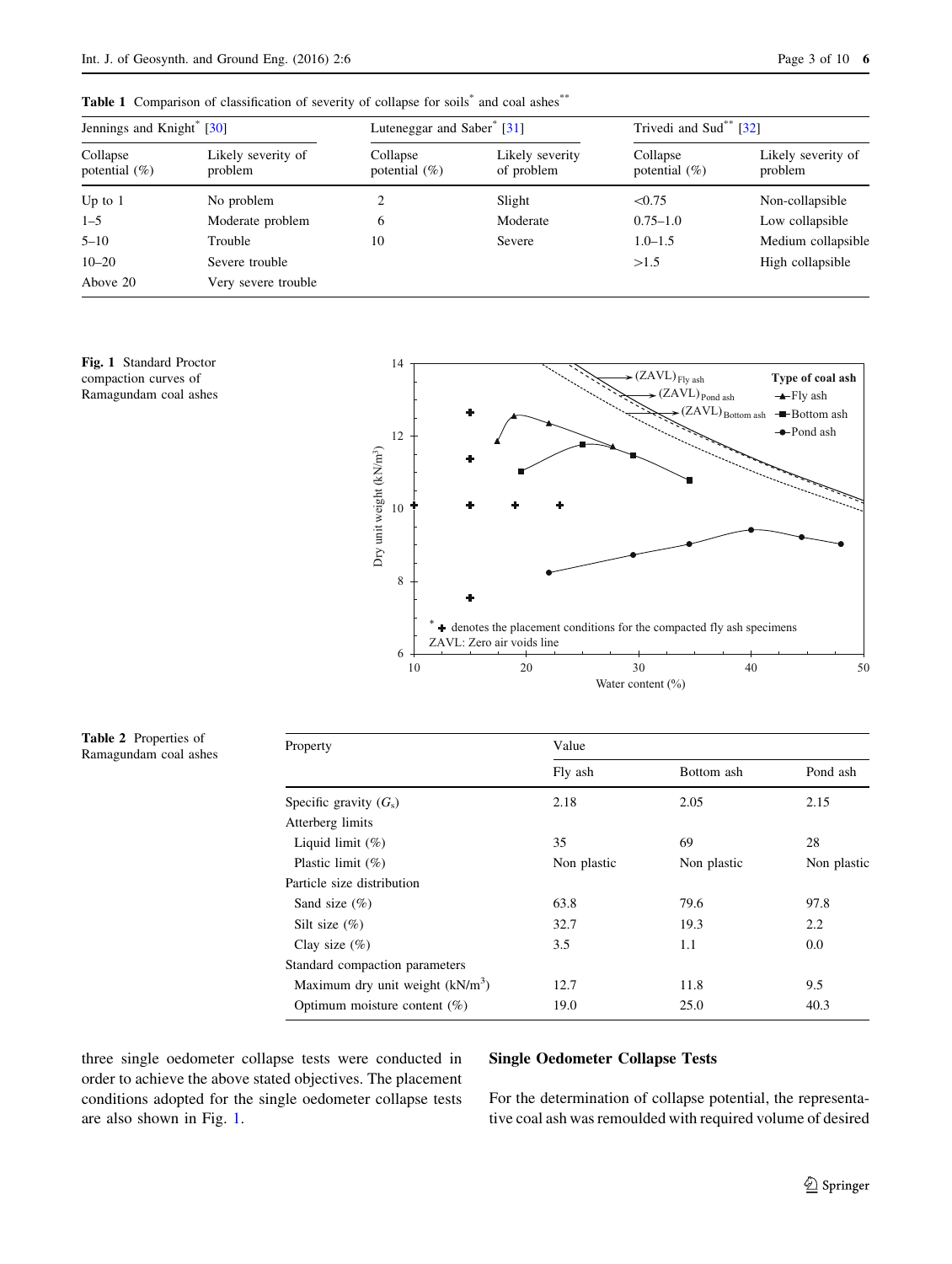**Table 1** Comparison of classification of severity of collapse for soils* and coal ashes**

| Jennings and Knight* [30] | | Luteneggar and Saber* [31] | | Trivedi and Sud** [32] | |
|---|---|---|---|---|---|
| Collapse potential (%) | Likely severity of problem | Collapse potential (%) | Likely severity of problem | Collapse potential (%) | Likely severity of problem |
| Up to 1 | No problem | 2 | Slight | <0.75 | Non-collapsible |
| 1–5 | Moderate problem | 6 | Moderate | 0.75–1.0 | Low collapsible |
| 5–10 | Trouble | 10 | Severe | 1.0–1.5 | Medium collapsible |
| 10–20 | Severe trouble | | | >1.5 | High collapsible |
| Above 20 | Very severe trouble | | | | |

**Fig. 1** Standard Proctor compaction curves of Ramagundam coal ashes

**Table 2** Properties of Ramagundam coal ashes

| Property | Value | | |
|---|---|---|---|
| | Fly ash | Bottom ash | Pond ash |
| Specific gravity ($G_s$) | 2.18 | 2.05 | 2.15 |
| Atterberg limits | | | |
| Liquid limit (%) | 35 | 69 | 28 |
| Plastic limit (%) | Non plastic | Non plastic | Non plastic |
| Particle size distribution | | | |
| Sand size (%) | 63.8 | 79.6 | 97.8 |
| Silt size (%) | 32.7 | 19.3 | 2.2 |
| Clay size (%) | 3.5 | 1.1 | 0.0 |
| Standard compaction parameters | | | |
| Maximum dry unit weight (kN/m$^3$) | 12.7 | 11.8 | 9.5 |
| Optimum moisture content (%) | 19.0 | 25.0 | 40.3 |

three single oedometer collapse tests were conducted in order to achieve the above stated objectives. The placement conditions adopted for the single oedometer collapse tests are also shown in Fig. 1.

## Single Oedometer Collapse Tests

For the determination of collapse potential, the representative coal ash was remoulded with required volume of desired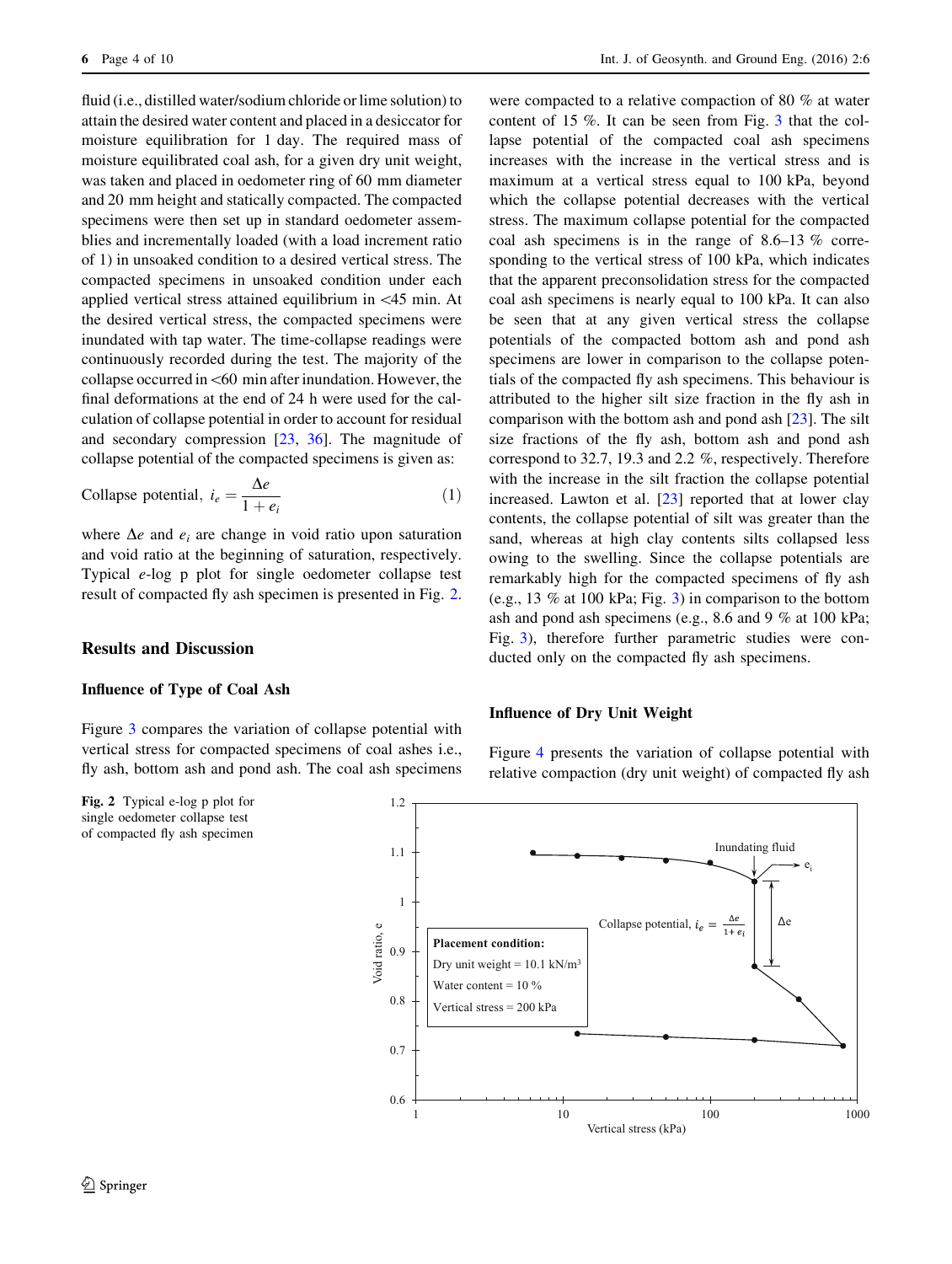fluid (i.e., distilled water/sodium chloride or lime solution) to attain the desired water content and placed in a desiccator for moisture equilibration for 1 day. The required mass of moisture equilibrated coal ash, for a given dry unit weight, was taken and placed in oedometer ring of 60 mm diameter and 20 mm height and statically compacted. The compacted specimens were then set up in standard oedometer assemblies and incrementally loaded (with a load increment ratio of 1) in unsoaked condition to a desired vertical stress. The compacted specimens in unsoaked condition under each applied vertical stress attained equilibrium in <45 min. At the desired vertical stress, the compacted specimens were inundated with tap water. The time-collapse readings were continuously recorded during the test. The majority of the collapse occurred in <60 min after inundation. However, the final deformations at the end of 24 h were used for the calculation of collapse potential in order to account for residual and secondary compression [23, 36]. The magnitude of collapse potential of the compacted specimens is given as:

$$\text{Collapse potential, } i_e = \frac{\Delta e}{1 + e_i} \quad (1)$$

where $\Delta e$ and $e_i$ are change in void ratio upon saturation and void ratio at the beginning of saturation, respectively. Typical *e*-log p plot for single oedometer collapse test result of compacted fly ash specimen is presented in Fig. 2.

## Results and Discussion

### Influence of Type of Coal Ash

Figure 3 compares the variation of collapse potential with vertical stress for compacted specimens of coal ashes i.e., fly ash, bottom ash and pond ash. The coal ash specimens were compacted to a relative compaction of 80 % at water content of 15 %. It can be seen from Fig. 3 that the collapse potential of the compacted coal ash specimens increases with the increase in the vertical stress and is maximum at a vertical stress equal to 100 kPa, beyond which the collapse potential decreases with the vertical stress. The maximum collapse potential for the compacted coal ash specimens is in the range of 8.6–13 % corresponding to the vertical stress of 100 kPa, which indicates that the apparent preconsolidation stress for the compacted coal ash specimens is nearly equal to 100 kPa. It can also be seen that at any given vertical stress the collapse potentials of the compacted bottom ash and pond ash specimens are lower in comparison to the collapse potentials of the compacted fly ash specimens. This behaviour is attributed to the higher silt size fraction in the fly ash in comparison with the bottom ash and pond ash [23]. The silt size fractions of the fly ash, bottom ash and pond ash correspond to 32.7, 19.3 and 2.2 %, respectively. Therefore with the increase in the silt fraction the collapse potential increased. Lawton et al. [23] reported that at lower clay contents, the collapse potential of silt was greater than the sand, whereas at high clay contents silts collapsed less owing to the swelling. Since the collapse potentials are remarkably high for the compacted specimens of fly ash (e.g., 13 % at 100 kPa; Fig. 3) in comparison to the bottom ash and pond ash specimens (e.g., 8.6 and 9 % at 100 kPa; Fig. 3), therefore further parametric studies were conducted only on the compacted fly ash specimens.

### Influence of Dry Unit Weight

Figure 4 presents the variation of collapse potential with relative compaction (dry unit weight) of compacted fly ash

**Fig. 2** Typical e-log p plot for single oedometer collapse test of compacted fly ash specimen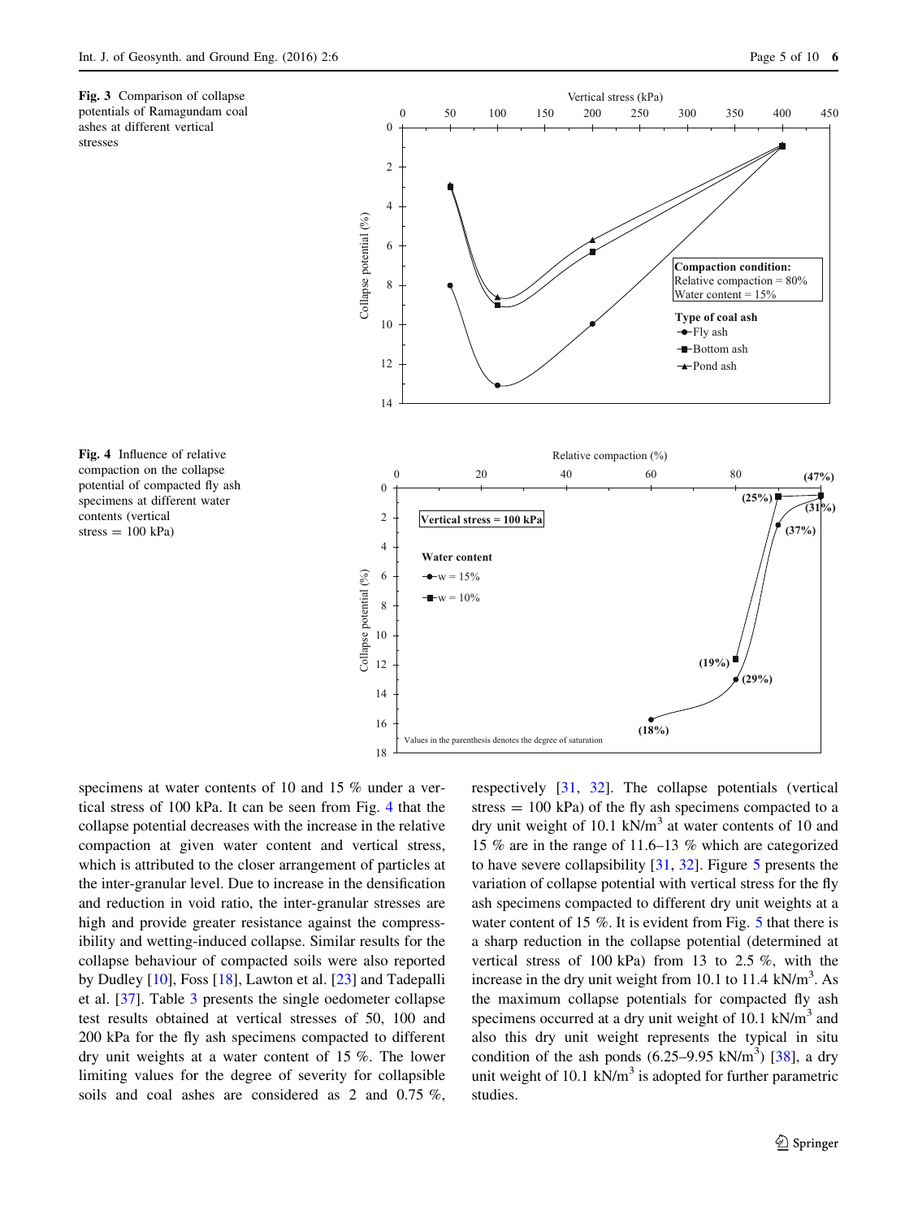Fig. 3 Comparison of collapse potentials of Ramagundam coal ashes at different vertical stresses

Fig. 4 Influence of relative compaction on the collapse potential of compacted fly ash specimens at different water contents (vertical stress = 100 kPa)

specimens at water contents of 10 and 15 % under a vertical stress of 100 kPa. It can be seen from Fig. 4 that the collapse potential decreases with the increase in the relative compaction at given water content and vertical stress, which is attributed to the closer arrangement of particles at the inter-granular level. Due to increase in the densification and reduction in void ratio, the inter-granular stresses are high and provide greater resistance against the compressibility and wetting-induced collapse. Similar results for the collapse behaviour of compacted soils were also reported by Dudley [10], Foss [18], Lawton et al. [23] and Tadepalli et al. [37]. Table 3 presents the single oedometer collapse test results obtained at vertical stresses of 50, 100 and 200 kPa for the fly ash specimens compacted to different dry unit weights at a water content of 15 %. The lower limiting values for the degree of severity for collapsible soils and coal ashes are considered as 2 and 0.75 %, respectively [31, 32]. The collapse potentials (vertical stress = 100 kPa) of the fly ash specimens compacted to a dry unit weight of 10.1 kN/m$^3$ at water contents of 10 and 15 % are in the range of 11.6–13 % which are categorized to have severe collapsibility [31, 32]. Figure 5 presents the variation of collapse potential with vertical stress for the fly ash specimens compacted to different dry unit weights at a water content of 15 %. It is evident from Fig. 5 that there is a sharp reduction in the collapse potential (determined at vertical stress of 100 kPa) from 13 to 2.5 %, with the increase in the dry unit weight from 10.1 to 11.4 kN/m$^3$. As the maximum collapse potentials for compacted fly ash specimens occurred at a dry unit weight of 10.1 kN/m$^3$ and also this dry unit weight represents the typical in situ condition of the ash ponds (6.25–9.95 kN/m$^3$) [38], a dry unit weight of 10.1 kN/m$^3$ is adopted for further parametric studies.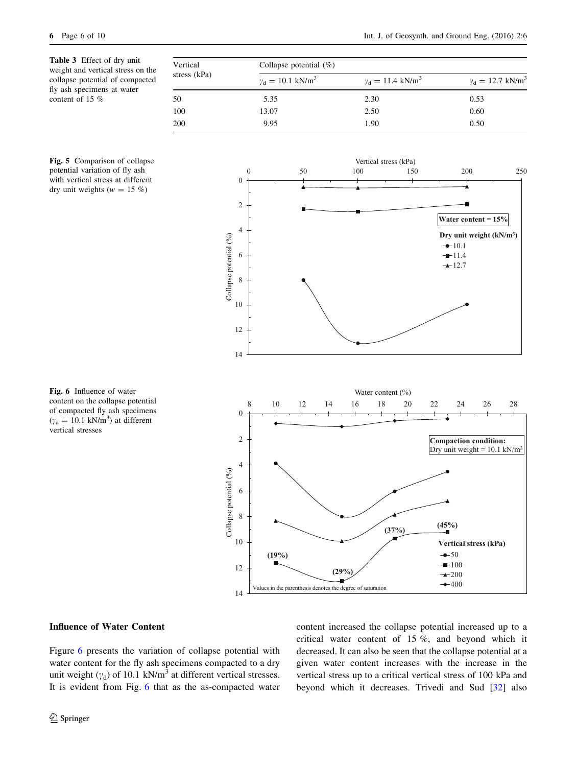**Table 3** Effect of dry unit weight and vertical stress on the collapse potential of compacted fly ash specimens at water content of 15 %

| Vertical stress (kPa) | Collapse potential (%) | | |
|---|---|---|---|
| | $\gamma_d = 10.1$ kN/m$^3$ | $\gamma_d = 11.4$ kN/m$^3$ | $\gamma_d = 12.7$ kN/m$^3$ |
| 50 | 5.35 | 2.30 | 0.53 |
| 100 | 13.07 | 2.50 | 0.60 |
| 200 | 9.95 | 1.90 | 0.50 |

**Fig. 5** Comparison of collapse potential variation of fly ash with vertical stress at different dry unit weights ($w$ = 15 %)

**Fig. 6** Influence of water content on the collapse potential of compacted fly ash specimens ($\gamma_d$ = 10.1 kN/m$^3$) at different vertical stresses

## Influence of Water Content

Figure 6 presents the variation of collapse potential with water content for the fly ash specimens compacted to a dry unit weight ($\gamma_d$) of 10.1 kN/m$^3$ at different vertical stresses. It is evident from Fig. 6 that as the as-compacted water content increased the collapse potential increased up to a critical water content of 15 %, and beyond which it decreased. It can also be seen that the collapse potential at a given water content increases with the increase in the vertical stress up to a critical vertical stress of 100 kPa and beyond which it decreases. Trivedi and Sud [32] also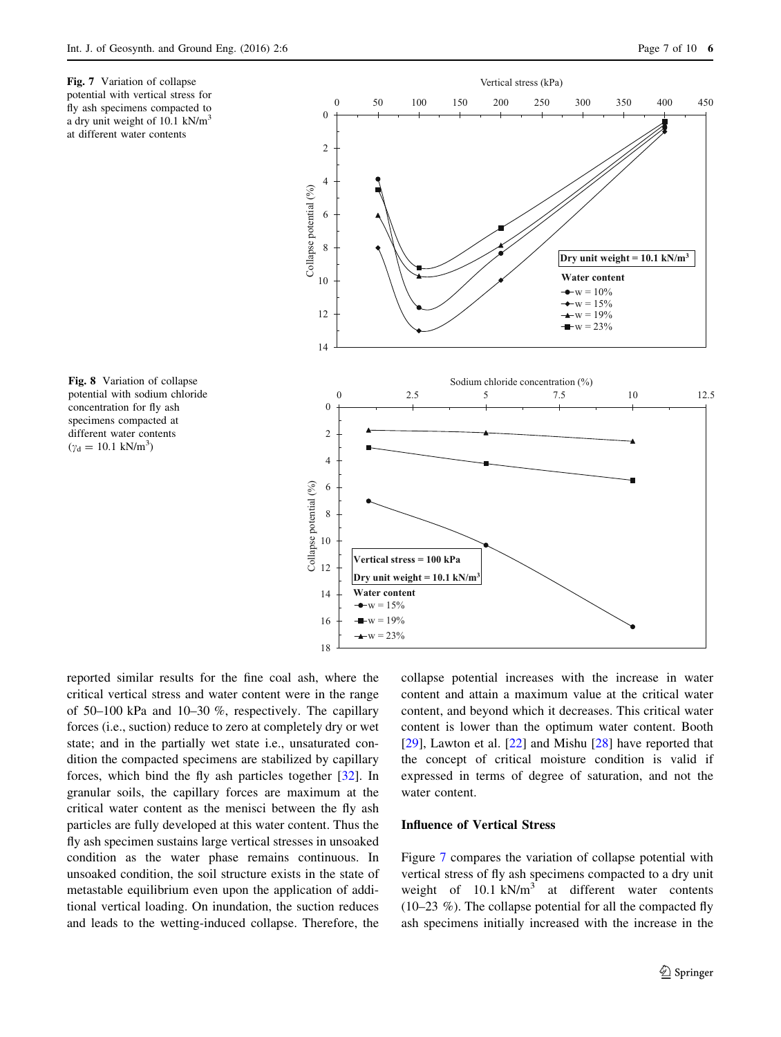Fig. 7 Variation of collapse potential with vertical stress for fly ash specimens compacted to a dry unit weight of 10.1 kN/m$^3$ at different water contents

Fig. 8 Variation of collapse potential with sodium chloride concentration for fly ash specimens compacted at different water contents ($\gamma_d = 10.1$ kN/m$^3$)

reported similar results for the fine coal ash, where the critical vertical stress and water content were in the range of 50–100 kPa and 10–30 %, respectively. The capillary forces (i.e., suction) reduce to zero at completely dry or wet state; and in the partially wet state i.e., unsaturated condition the compacted specimens are stabilized by capillary forces, which bind the fly ash particles together [32]. In granular soils, the capillary forces are maximum at the critical water content as the menisci between the fly ash particles are fully developed at this water content. Thus the fly ash specimen sustains large vertical stresses in unsoaked condition as the water phase remains continuous. In unsoaked condition, the soil structure exists in the state of metastable equilibrium even upon the application of additional vertical loading. On inundation, the suction reduces and leads to the wetting-induced collapse. Therefore, the collapse potential increases with the increase in water content and attain a maximum value at the critical water content, and beyond which it decreases. This critical water content is lower than the optimum water content. Booth [29], Lawton et al. [22] and Mishu [28] have reported that the concept of critical moisture condition is valid if expressed in terms of degree of saturation, and not the water content.

### Influence of Vertical Stress

Figure 7 compares the variation of collapse potential with vertical stress of fly ash specimens compacted to a dry unit weight of 10.1 kN/m$^3$ at different water contents (10–23 %). The collapse potential for all the compacted fly ash specimens initially increased with the increase in the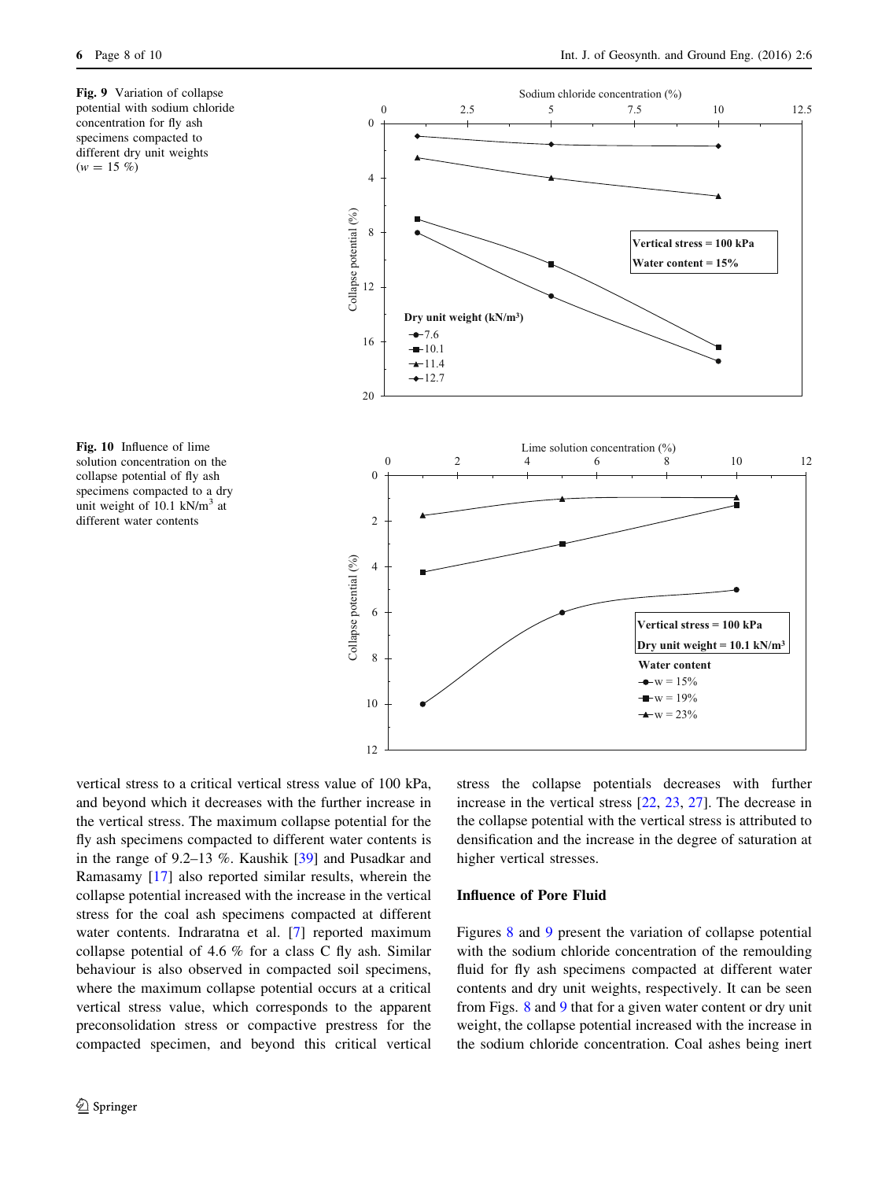Fig. 9 Variation of collapse potential with sodium chloride concentration for fly ash specimens compacted to different dry unit weights ($w = 15$ %)

Fig. 10 Influence of lime solution concentration on the collapse potential of fly ash specimens compacted to a dry unit weight of 10.1 kN/m$^3$ at different water contents

vertical stress to a critical vertical stress value of 100 kPa, and beyond which it decreases with the further increase in the vertical stress. The maximum collapse potential for the fly ash specimens compacted to different water contents is in the range of 9.2–13 %. Kaushik [39] and Pusadkar and Ramasamy [17] also reported similar results, wherein the collapse potential increased with the increase in the vertical stress for the coal ash specimens compacted at different water contents. Indraratna et al. [7] reported maximum collapse potential of 4.6 % for a class C fly ash. Similar behaviour is also observed in compacted soil specimens, where the maximum collapse potential occurs at a critical vertical stress value, which corresponds to the apparent preconsolidation stress or compactive prestress for the compacted specimen, and beyond this critical vertical stress the collapse potentials decreases with further increase in the vertical stress [22, 23, 27]. The decrease in the collapse potential with the vertical stress is attributed to densification and the increase in the degree of saturation at higher vertical stresses.

### Influence of Pore Fluid

Figures 8 and 9 present the variation of collapse potential with the sodium chloride concentration of the remoulding fluid for fly ash specimens compacted at different water contents and dry unit weights, respectively. It can be seen from Figs. 8 and 9 that for a given water content or dry unit weight, the collapse potential increased with the increase in the sodium chloride concentration. Coal ashes being inert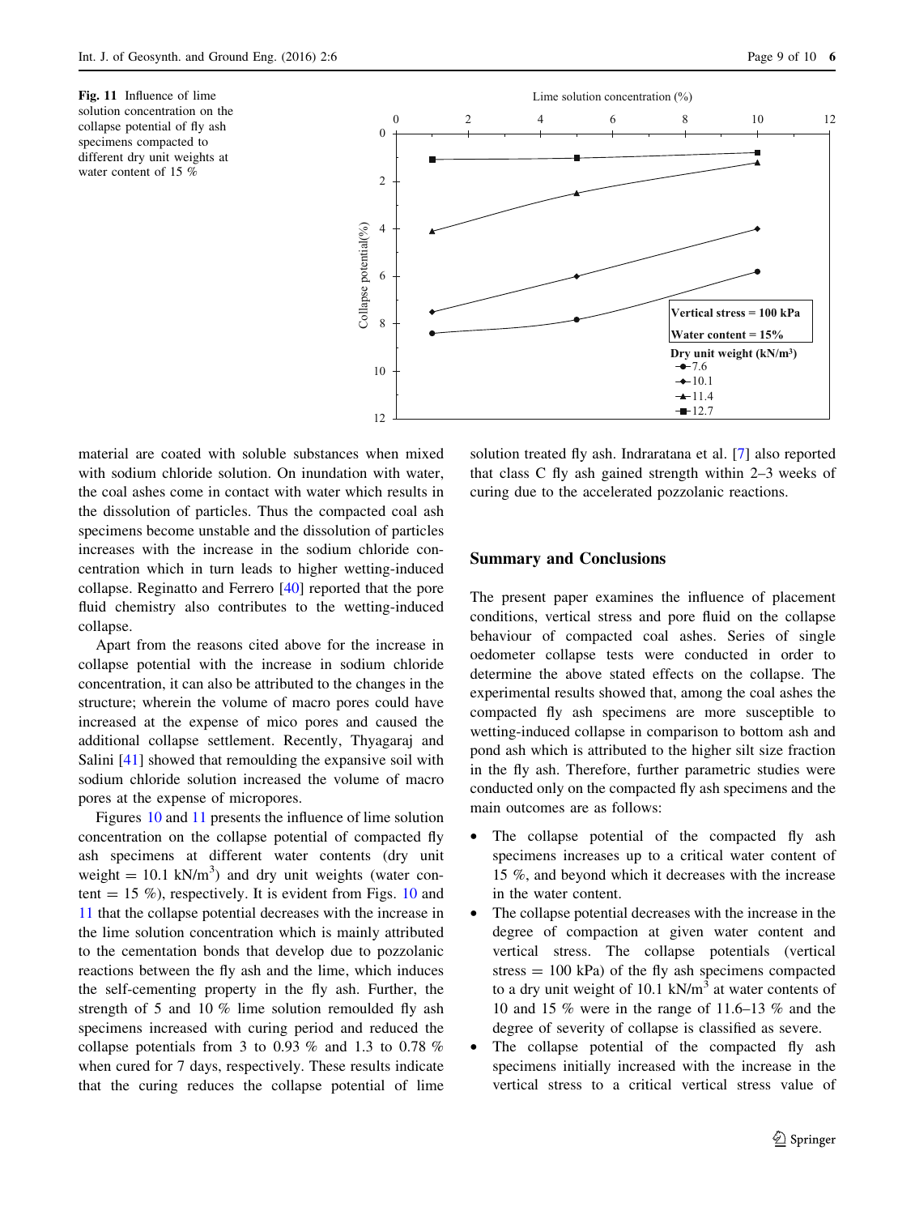**Fig. 11** Influence of lime solution concentration on the collapse potential of fly ash specimens compacted to different dry unit weights at water content of 15 %

material are coated with soluble substances when mixed with sodium chloride solution. On inundation with water, the coal ashes come in contact with water which results in the dissolution of particles. Thus the compacted coal ash specimens become unstable and the dissolution of particles increases with the increase in the sodium chloride concentration which in turn leads to higher wetting-induced collapse. Reginatto and Ferrero [40] reported that the pore fluid chemistry also contributes to the wetting-induced collapse.

Apart from the reasons cited above for the increase in collapse potential with the increase in sodium chloride concentration, it can also be attributed to the changes in the structure; wherein the volume of macro pores could have increased at the expense of mico pores and caused the additional collapse settlement. Recently, Thyagaraj and Salini [41] showed that remoulding the expansive soil with sodium chloride solution increased the volume of macro pores at the expense of micropores.

Figures 10 and 11 presents the influence of lime solution concentration on the collapse potential of compacted fly ash specimens at different water contents (dry unit weight = 10.1 kN/m$^3$) and dry unit weights (water content = 15 %), respectively. It is evident from Figs. 10 and 11 that the collapse potential decreases with the increase in the lime solution concentration which is mainly attributed to the cementation bonds that develop due to pozzolanic reactions between the fly ash and the lime, which induces the self-cementing property in the fly ash. Further, the strength of 5 and 10 % lime solution remoulded fly ash specimens increased with curing period and reduced the collapse potentials from 3 to 0.93 % and 1.3 to 0.78 % when cured for 7 days, respectively. These results indicate that the curing reduces the collapse potential of lime solution treated fly ash. Indraratana et al. [7] also reported that class C fly ash gained strength within 2–3 weeks of curing due to the accelerated pozzolanic reactions.

## Summary and Conclusions

The present paper examines the influence of placement conditions, vertical stress and pore fluid on the collapse behaviour of compacted coal ashes. Series of single oedometer collapse tests were conducted in order to determine the above stated effects on the collapse. The experimental results showed that, among the coal ashes the compacted fly ash specimens are more susceptible to wetting-induced collapse in comparison to bottom ash and pond ash which is attributed to the higher silt size fraction in the fly ash. Therefore, further parametric studies were conducted only on the compacted fly ash specimens and the main outcomes are as follows:

- The collapse potential of the compacted fly ash specimens increases up to a critical water content of 15 %, and beyond which it decreases with the increase in the water content.
- The collapse potential decreases with the increase in the degree of compaction at given water content and vertical stress. The collapse potentials (vertical stress = 100 kPa) of the fly ash specimens compacted to a dry unit weight of 10.1 kN/m$^3$ at water contents of 10 and 15 % were in the range of 11.6–13 % and the degree of severity of collapse is classified as severe.
- The collapse potential of the compacted fly ash specimens initially increased with the increase in the vertical stress to a critical vertical stress value of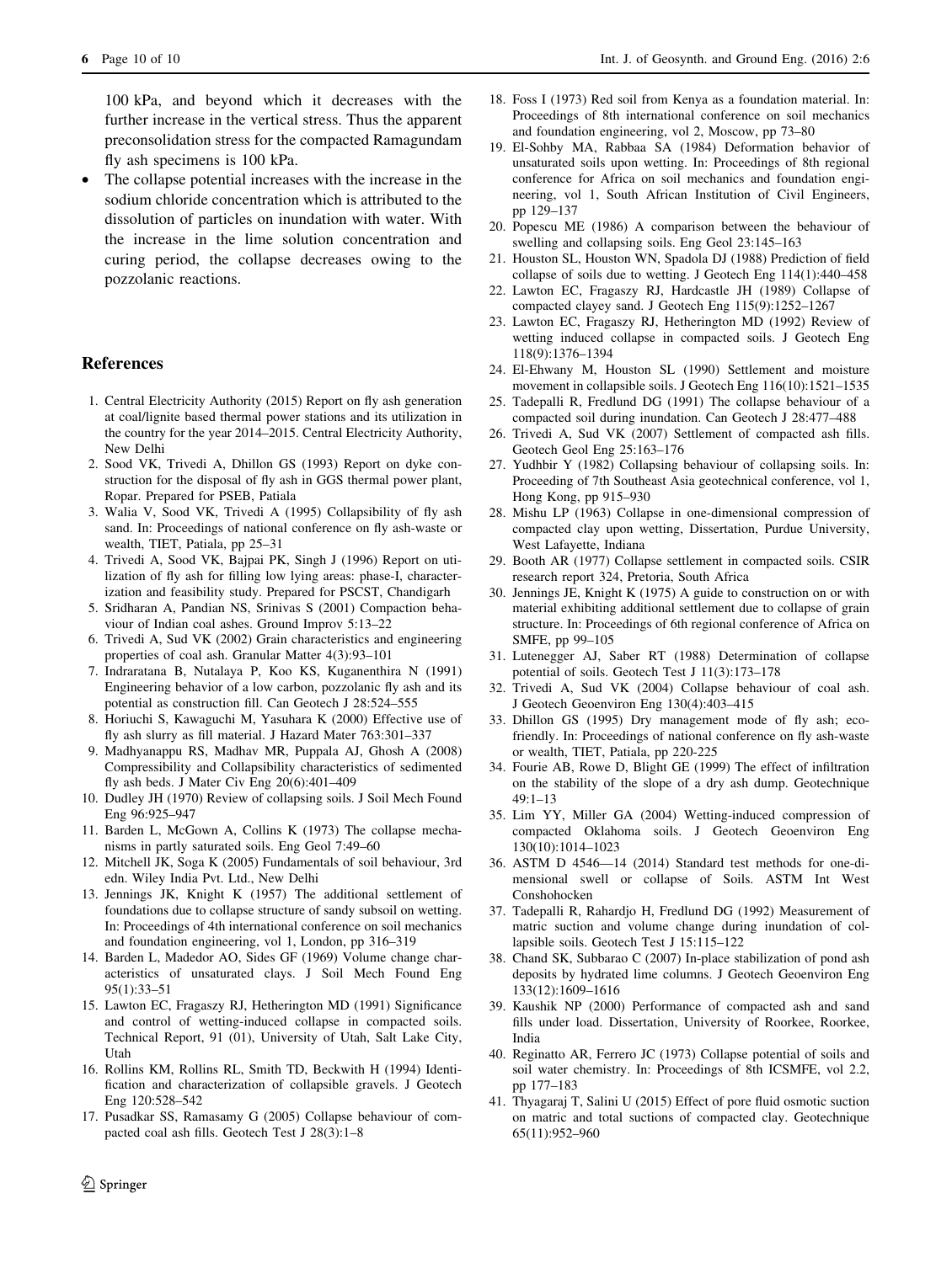100 kPa, and beyond which it decreases with the further increase in the vertical stress. Thus the apparent preconsolidation stress for the compacted Ramagundam fly ash specimens is 100 kPa.

- The collapse potential increases with the increase in the sodium chloride concentration which is attributed to the dissolution of particles on inundation with water. With the increase in the lime solution concentration and curing period, the collapse decreases owing to the pozzolanic reactions.

## References

1. Central Electricity Authority (2015) Report on fly ash generation at coal/lignite based thermal power stations and its utilization in the country for the year 2014–2015. Central Electricity Authority, New Delhi
2. Sood VK, Trivedi A, Dhillon GS (1993) Report on dyke construction for the disposal of fly ash in GGS thermal power plant, Ropar. Prepared for PSEB, Patiala
3. Walia V, Sood VK, Trivedi A (1995) Collapsibility of fly ash sand. In: Proceedings of national conference on fly ash-waste or wealth, TIET, Patiala, pp 25–31
4. Trivedi A, Sood VK, Bajpai PK, Singh J (1996) Report on utilization of fly ash for filling low lying areas: phase-I, characterization and feasibility study. Prepared for PSCST, Chandigarh
5. Sridharan A, Pandian NS, Srinivas S (2001) Compaction behaviour of Indian coal ashes. Ground Improv 5:13–22
6. Trivedi A, Sud VK (2002) Grain characteristics and engineering properties of coal ash. Granular Matter 4(3):93–101
7. Indraratana B, Nutalaya P, Koo KS, Kuganenthira N (1991) Engineering behavior of a low carbon, pozzolanic fly ash and its potential as construction fill. Can Geotech J 28:524–555
8. Horiuchi S, Kawaguchi M, Yasuhara K (2000) Effective use of fly ash slurry as fill material. J Hazard Mater 763:301–337
9. Madhyanappu RS, Madhav MR, Puppala AJ, Ghosh A (2008) Compressibility and Collapsibility characteristics of sedimented fly ash beds. J Mater Civ Eng 20(6):401–409
10. Dudley JH (1970) Review of collapsing soils. J Soil Mech Found Eng 96:925–947
11. Barden L, McGown A, Collins K (1973) The collapse mechanisms in partly saturated soils. Eng Geol 7:49–60
12. Mitchell JK, Soga K (2005) Fundamentals of soil behaviour, 3rd edn. Wiley India Pvt. Ltd., New Delhi
13. Jennings JK, Knight K (1957) The additional settlement of foundations due to collapse structure of sandy subsoil on wetting. In: Proceedings of 4th international conference on soil mechanics and foundation engineering, vol 1, London, pp 316–319
14. Barden L, Madedor AO, Sides GF (1969) Volume change characteristics of unsaturated clays. J Soil Mech Found Eng 95(1):33–51
15. Lawton EC, Fragaszy RJ, Hetherington MD (1991) Significance and control of wetting-induced collapse in compacted soils. Technical Report, 91 (01), University of Utah, Salt Lake City, Utah
16. Rollins KM, Rollins RL, Smith TD, Beckwith H (1994) Identification and characterization of collapsible gravels. J Geotech Eng 120:528–542
17. Pusadkar SS, Ramasamy G (2005) Collapse behaviour of compacted coal ash fills. Geotech Test J 28(3):1–8
18. Foss I (1973) Red soil from Kenya as a foundation material. In: Proceedings of 8th international conference on soil mechanics and foundation engineering, vol 2, Moscow, pp 73–80
19. El-Sohby MA, Rabbaa SA (1984) Deformation behavior of unsaturated soils upon wetting. In: Proceedings of 8th regional conference for Africa on soil mechanics and foundation engineering, vol 1, South African Institution of Civil Engineers, pp 129–137
20. Popescu ME (1986) A comparison between the behaviour of swelling and collapsing soils. Eng Geol 23:145–163
21. Houston SL, Houston WN, Spadola DJ (1988) Prediction of field collapse of soils due to wetting. J Geotech Eng 114(1):440–458
22. Lawton EC, Fragaszy RJ, Hardcastle JH (1989) Collapse of compacted clayey sand. J Geotech Eng 115(9):1252–1267
23. Lawton EC, Fragaszy RJ, Hetherington MD (1992) Review of wetting induced collapse in compacted soils. J Geotech Eng 118(9):1376–1394
24. El-Ehwany M, Houston SL (1990) Settlement and moisture movement in collapsible soils. J Geotech Eng 116(10):1521–1535
25. Tadepalli R, Fredlund DG (1991) The collapse behaviour of a compacted soil during inundation. Can Geotech J 28:477–488
26. Trivedi A, Sud VK (2007) Settlement of compacted ash fills. Geotech Geol Eng 25:163–176
27. Yudhbir Y (1982) Collapsing behaviour of collapsing soils. In: Proceeding of 7th Southeast Asia geotechnical conference, vol 1, Hong Kong, pp 915–930
28. Mishu LP (1963) Collapse in one-dimensional compression of compacted clay upon wetting, Dissertation, Purdue University, West Lafayette, Indiana
29. Booth AR (1977) Collapse settlement in compacted soils. CSIR research report 324, Pretoria, South Africa
30. Jennings JE, Knight K (1975) A guide to construction on or with material exhibiting additional settlement due to collapse of grain structure. In: Proceedings of 6th regional conference of Africa on SMFE, pp 99–105
31. Lutenegger AJ, Saber RT (1988) Determination of collapse potential of soils. Geotech Test J 11(3):173–178
32. Trivedi A, Sud VK (2004) Collapse behaviour of coal ash. J Geotech Geoenviron Eng 130(4):403–415
33. Dhillon GS (1995) Dry management mode of fly ash; ecofriendly. In: Proceedings of national conference on fly ash-waste or wealth, TIET, Patiala, pp 220-225
34. Fourie AB, Rowe D, Blight GE (1999) The effect of infiltration on the stability of the slope of a dry ash dump. Geotechnique 49:1–13
35. Lim YY, Miller GA (2004) Wetting-induced compression of compacted Oklahoma soils. J Geotech Geoenviron Eng 130(10):1014–1023
36. ASTM D 4546—14 (2014) Standard test methods for one-dimensional swell or collapse of Soils. ASTM Int West Conshohocken
37. Tadepalli R, Rahardjo H, Fredlund DG (1992) Measurement of matric suction and volume change during inundation of collapsible soils. Geotech Test J 15:115–122
38. Chand SK, Subbarao C (2007) In-place stabilization of pond ash deposits by hydrated lime columns. J Geotech Geoenviron Eng 133(12):1609–1616
39. Kaushik NP (2000) Performance of compacted ash and sand fills under load. Dissertation, University of Roorkee, Roorkee, India
40. Reginatto AR, Ferrero JC (1973) Collapse potential of soils and soil water chemistry. In: Proceedings of 8th ICSMFE, vol 2.2, pp 177–183
41. Thyagaraj T, Salini U (2015) Effect of pore fluid osmotic suction on matric and total suctions of compacted clay. Geotechnique 65(11):952–960